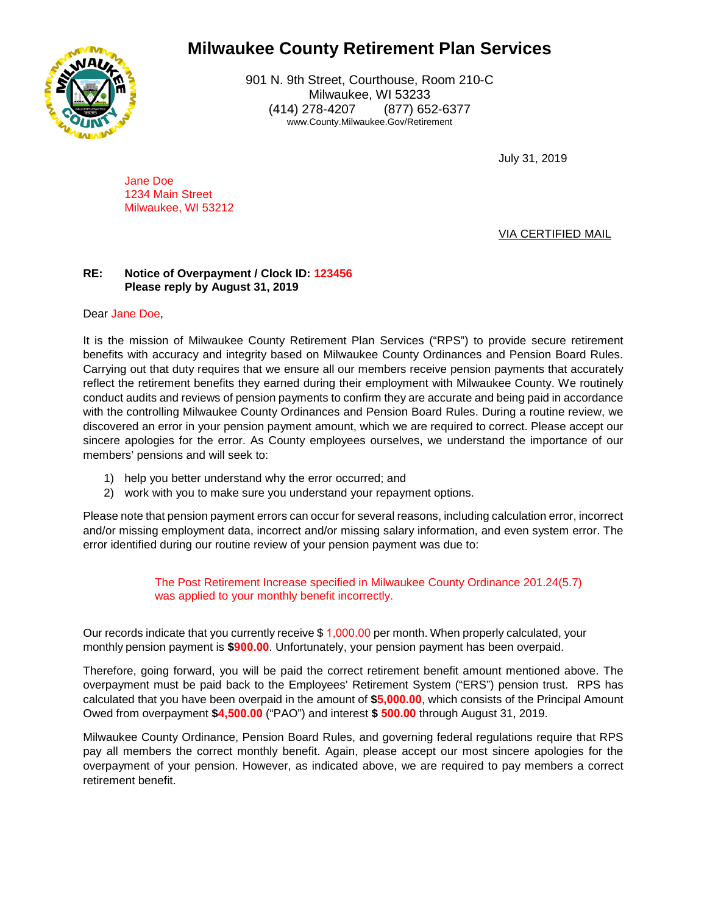# Milwaukee County Retirement Plan Services

901 N. 9th Street, Courthouse, Room 210-C
Milwaukee, WI 53233
(414) 278-4207 (877) 652-6377
www.County.Milwaukee.Gov/Retirement

July 31, 2019

Jane Doe
1234 Main Street
Milwaukee, WI 53212

VIA CERTIFIED MAIL

**RE: Notice of Overpayment / Clock ID: 123456**
**Please reply by August 31, 2019**

Dear Jane Doe,

It is the mission of Milwaukee County Retirement Plan Services ("RPS") to provide secure retirement benefits with accuracy and integrity based on Milwaukee County Ordinances and Pension Board Rules. Carrying out that duty requires that we ensure all our members receive pension payments that accurately reflect the retirement benefits they earned during their employment with Milwaukee County. We routinely conduct audits and reviews of pension payments to confirm they are accurate and being paid in accordance with the controlling Milwaukee County Ordinances and Pension Board Rules. During a routine review, we discovered an error in your pension payment amount, which we are required to correct. Please accept our sincere apologies for the error. As County employees ourselves, we understand the importance of our members' pensions and will seek to:

1) help you better understand why the error occurred; and
2) work with you to make sure you understand your repayment options.

Please note that pension payment errors can occur for several reasons, including calculation error, incorrect and/or missing employment data, incorrect and/or missing salary information, and even system error. The error identified during our routine review of your pension payment was due to:

> The Post Retirement Increase specified in Milwaukee County Ordinance 201.24(5.7) was applied to your monthly benefit incorrectly.

Our records indicate that you currently receive $ 1,000.00 per month. When properly calculated, your monthly pension payment is **$900.00**. Unfortunately, your pension payment has been overpaid.

Therefore, going forward, you will be paid the correct retirement benefit amount mentioned above. The overpayment must be paid back to the Employees' Retirement System ("ERS") pension trust. RPS has calculated that you have been overpaid in the amount of **$5,000.00**, which consists of the Principal Amount Owed from overpayment **$4,500.00** ("PAO") and interest **$ 500.00** through August 31, 2019.

Milwaukee County Ordinance, Pension Board Rules, and governing federal regulations require that RPS pay all members the correct monthly benefit. Again, please accept our most sincere apologies for the overpayment of your pension. However, as indicated above, we are required to pay members a correct retirement benefit.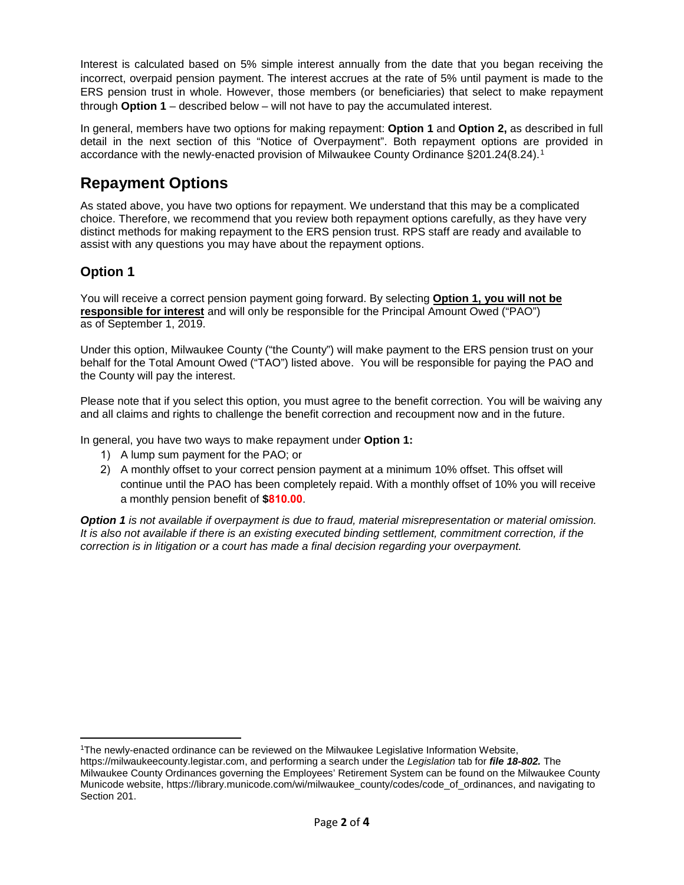Interest is calculated based on 5% simple interest annually from the date that you began receiving the incorrect, overpaid pension payment. The interest accrues at the rate of 5% until payment is made to the ERS pension trust in whole. However, those members (or beneficiaries) that select to make repayment through **Option 1** – described below – will not have to pay the accumulated interest.

In general, members have two options for making repayment: **Option 1** and **Option 2,** as described in full detail in the next section of this "Notice of Overpayment". Both repayment options are provided in accordance with the newly-enacted provision of Milwaukee County Ordinance §201.24(8.24).[1]

## Repayment Options

As stated above, you have two options for repayment. We understand that this may be a complicated choice. Therefore, we recommend that you review both repayment options carefully, as they have very distinct methods for making repayment to the ERS pension trust. RPS staff are ready and available to assist with any questions you may have about the repayment options.

### Option 1

You will receive a correct pension payment going forward. By selecting **Option 1, you will not be responsible for interest** and will only be responsible for the Principal Amount Owed ("PAO") as of September 1, 2019.

Under this option, Milwaukee County ("the County") will make payment to the ERS pension trust on your behalf for the Total Amount Owed ("TAO") listed above. You will be responsible for paying the PAO and the County will pay the interest.

Please note that if you select this option, you must agree to the benefit correction. You will be waiving any and all claims and rights to challenge the benefit correction and recoupment now and in the future.

In general, you have two ways to make repayment under **Option 1:**

1) A lump sum payment for the PAO; or
2) A monthly offset to your correct pension payment at a minimum 10% offset. This offset will continue until the PAO has been completely repaid. With a monthly offset of 10% you will receive a monthly pension benefit of **$810.00**.

***Option 1*** *is not available if overpayment is due to fraud, material misrepresentation or material omission. It is also not available if there is an existing executed binding settlement, commitment correction, if the correction is in litigation or a court has made a final decision regarding your overpayment.*

---

[1] The newly-enacted ordinance can be reviewed on the Milwaukee Legislative Information Website, https://milwaukeecounty.legistar.com, and performing a search under the *Legislation* tab for ***file 18-802.*** The Milwaukee County Ordinances governing the Employees' Retirement System can be found on the Milwaukee County Municode website, https://library.municode.com/wi/milwaukee_county/codes/code_of_ordinances, and navigating to Section 201.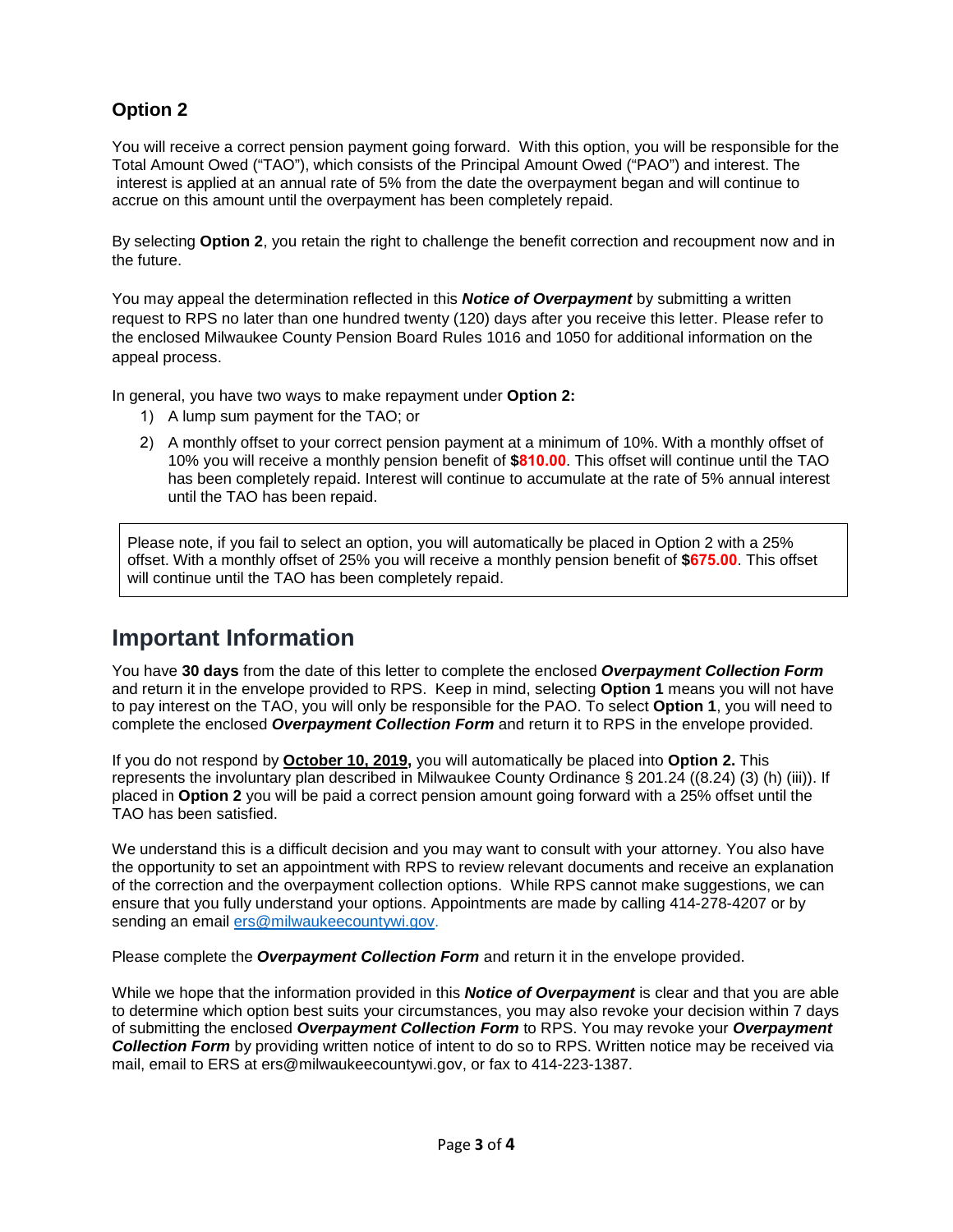### Option 2

You will receive a correct pension payment going forward. With this option, you will be responsible for the Total Amount Owed ("TAO"), which consists of the Principal Amount Owed ("PAO") and interest. The interest is applied at an annual rate of 5% from the date the overpayment began and will continue to accrue on this amount until the overpayment has been completely repaid.

By selecting **Option 2**, you retain the right to challenge the benefit correction and recoupment now and in the future.

You may appeal the determination reflected in this ***Notice of Overpayment*** by submitting a written request to RPS no later than one hundred twenty (120) days after you receive this letter. Please refer to the enclosed Milwaukee County Pension Board Rules 1016 and 1050 for additional information on the appeal process.

In general, you have two ways to make repayment under **Option 2:**

1) A lump sum payment for the TAO; or
2) A monthly offset to your correct pension payment at a minimum of 10%. With a monthly offset of 10% you will receive a monthly pension benefit of **$810.00**. This offset will continue until the TAO has been completely repaid. Interest will continue to accumulate at the rate of 5% annual interest until the TAO has been repaid.

> Please note, if you fail to select an option, you will automatically be placed in Option 2 with a 25% offset. With a monthly offset of 25% you will receive a monthly pension benefit of **$675.00**. This offset will continue until the TAO has been completely repaid.

## Important Information

You have **30 days** from the date of this letter to complete the enclosed ***Overpayment Collection Form*** and return it in the envelope provided to RPS. Keep in mind, selecting **Option 1** means you will not have to pay interest on the TAO, you will only be responsible for the PAO. To select **Option 1**, you will need to complete the enclosed ***Overpayment Collection Form*** and return it to RPS in the envelope provided.

If you do not respond by **<u>October 10, 2019,</u>** you will automatically be placed into **Option 2.** This represents the involuntary plan described in Milwaukee County Ordinance § 201.24 ((8.24) (3) (h) (iii)). If placed in **Option 2** you will be paid a correct pension amount going forward with a 25% offset until the TAO has been satisfied.

We understand this is a difficult decision and you may want to consult with your attorney. You also have the opportunity to set an appointment with RPS to review relevant documents and receive an explanation of the correction and the overpayment collection options. While RPS cannot make suggestions, we can ensure that you fully understand your options. Appointments are made by calling 414-278-4207 or by sending an email ers@milwaukeecountywi.gov.

Please complete the ***Overpayment Collection Form*** and return it in the envelope provided.

While we hope that the information provided in this ***Notice of Overpayment*** is clear and that you are able to determine which option best suits your circumstances, you may also revoke your decision within 7 days of submitting the enclosed ***Overpayment Collection Form*** to RPS. You may revoke your ***Overpayment Collection Form*** by providing written notice of intent to do so to RPS. Written notice may be received via mail, email to ERS at ers@milwaukeecountywi.gov, or fax to 414-223-1387.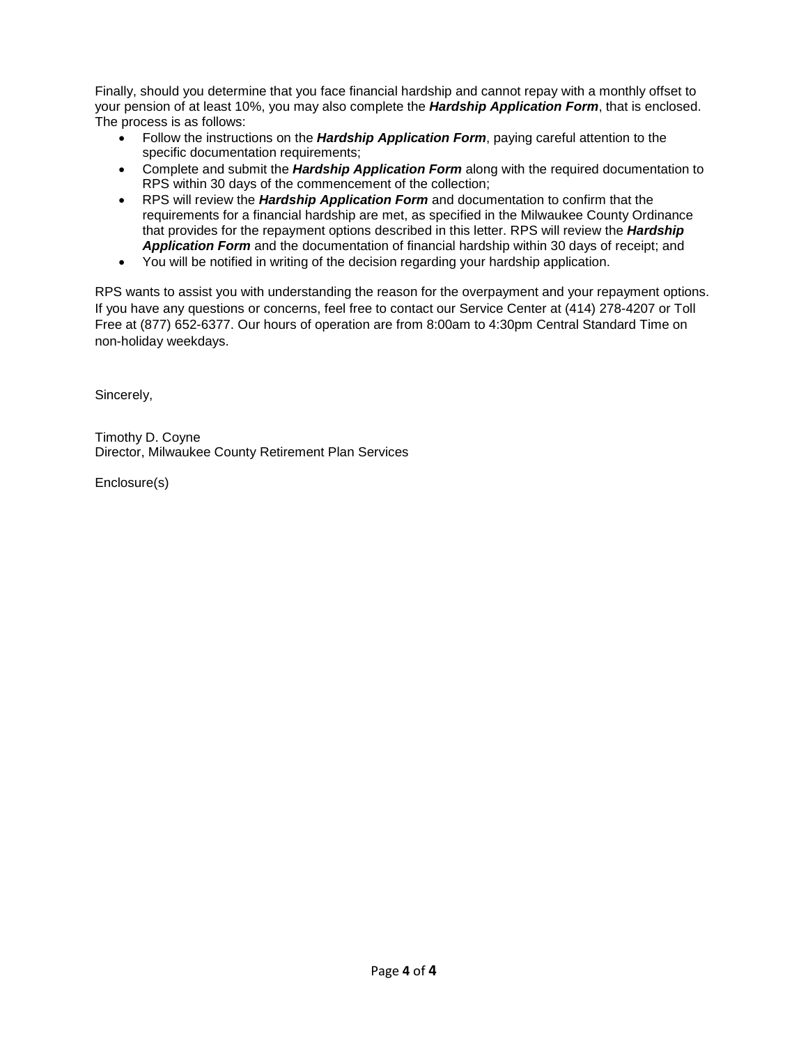Finally, should you determine that you face financial hardship and cannot repay with a monthly offset to your pension of at least 10%, you may also complete the ***Hardship Application Form***, that is enclosed. The process is as follows:

- Follow the instructions on the ***Hardship Application Form***, paying careful attention to the specific documentation requirements;
- Complete and submit the ***Hardship Application Form*** along with the required documentation to RPS within 30 days of the commencement of the collection;
- RPS will review the ***Hardship Application Form*** and documentation to confirm that the requirements for a financial hardship are met, as specified in the Milwaukee County Ordinance that provides for the repayment options described in this letter. RPS will review the ***Hardship Application Form*** and the documentation of financial hardship within 30 days of receipt; and
- You will be notified in writing of the decision regarding your hardship application.

RPS wants to assist you with understanding the reason for the overpayment and your repayment options. If you have any questions or concerns, feel free to contact our Service Center at (414) 278-4207 or Toll Free at (877) 652-6377. Our hours of operation are from 8:00am to 4:30pm Central Standard Time on non-holiday weekdays.

Sincerely,

Timothy D. Coyne
Director, Milwaukee County Retirement Plan Services

Enclosure(s)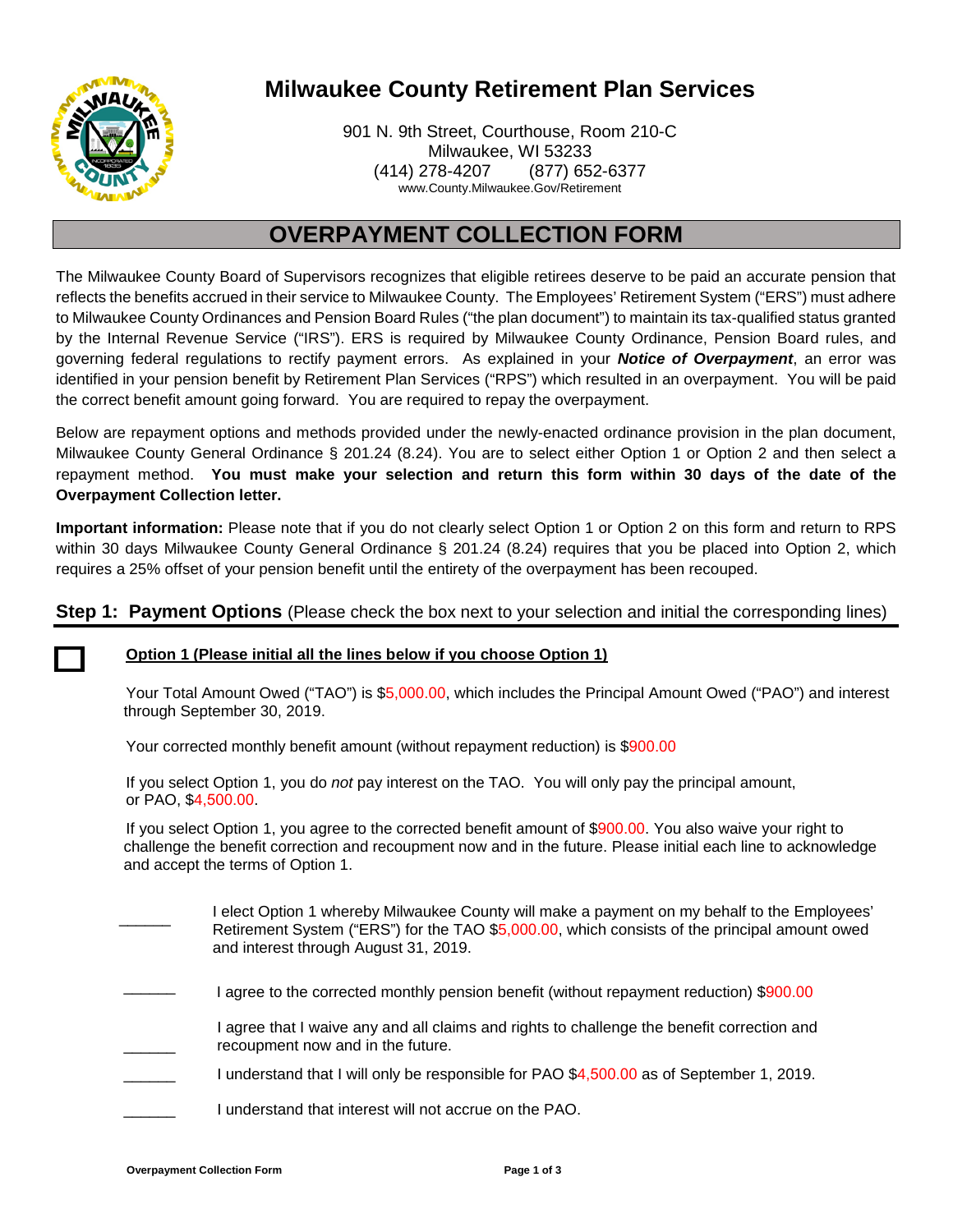# Milwaukee County Retirement Plan Services

901 N. 9th Street, Courthouse, Room 210-C
Milwaukee, WI 53233
(414) 278-4207 (877) 652-6377
www.County.Milwaukee.Gov/Retirement

## OVERPAYMENT COLLECTION FORM

The Milwaukee County Board of Supervisors recognizes that eligible retirees deserve to be paid an accurate pension that reflects the benefits accrued in their service to Milwaukee County. The Employees' Retirement System ("ERS") must adhere to Milwaukee County Ordinances and Pension Board Rules ("the plan document") to maintain its tax-qualified status granted by the Internal Revenue Service ("IRS"). ERS is required by Milwaukee County Ordinance, Pension Board rules, and governing federal regulations to rectify payment errors. As explained in your ***Notice of Overpayment***, an error was identified in your pension benefit by Retirement Plan Services ("RPS") which resulted in an overpayment. You will be paid the correct benefit amount going forward. You are required to repay the overpayment.

Below are repayment options and methods provided under the newly-enacted ordinance provision in the plan document, Milwaukee County General Ordinance § 201.24 (8.24). You are to select either Option 1 or Option 2 and then select a repayment method. **You must make your selection and return this form within 30 days of the date of the Overpayment Collection letter.**

**Important information:** Please note that if you do not clearly select Option 1 or Option 2 on this form and return to RPS within 30 days Milwaukee County General Ordinance § 201.24 (8.24) requires that you be placed into Option 2, which requires a 25% offset of your pension benefit until the entirety of the overpayment has been recouped.

### Step 1: Payment Options (Please check the box next to your selection and initial the corresponding lines)

☐ **Option 1 (Please initial all the lines below if you choose Option 1)**

Your Total Amount Owed ("TAO") is $5,000.00, which includes the Principal Amount Owed ("PAO") and interest through September 30, 2019.

Your corrected monthly benefit amount (without repayment reduction) is $900.00

If you select Option 1, you do *not* pay interest on the TAO. You will only pay the principal amount, or PAO, $4,500.00.

If you select Option 1, you agree to the corrected benefit amount of $900.00. You also waive your right to challenge the benefit correction and recoupment now and in the future. Please initial each line to acknowledge and accept the terms of Option 1.

______ I elect Option 1 whereby Milwaukee County will make a payment on my behalf to the Employees' Retirement System ("ERS") for the TAO $5,000.00, which consists of the principal amount owed and interest through August 31, 2019.

______ I agree to the corrected monthly pension benefit (without repayment reduction) $900.00

______ I agree that I waive any and all claims and rights to challenge the benefit correction and recoupment now and in the future.

______ I understand that I will only be responsible for PAO $4,500.00 as of September 1, 2019.

______ I understand that interest will not accrue on the PAO.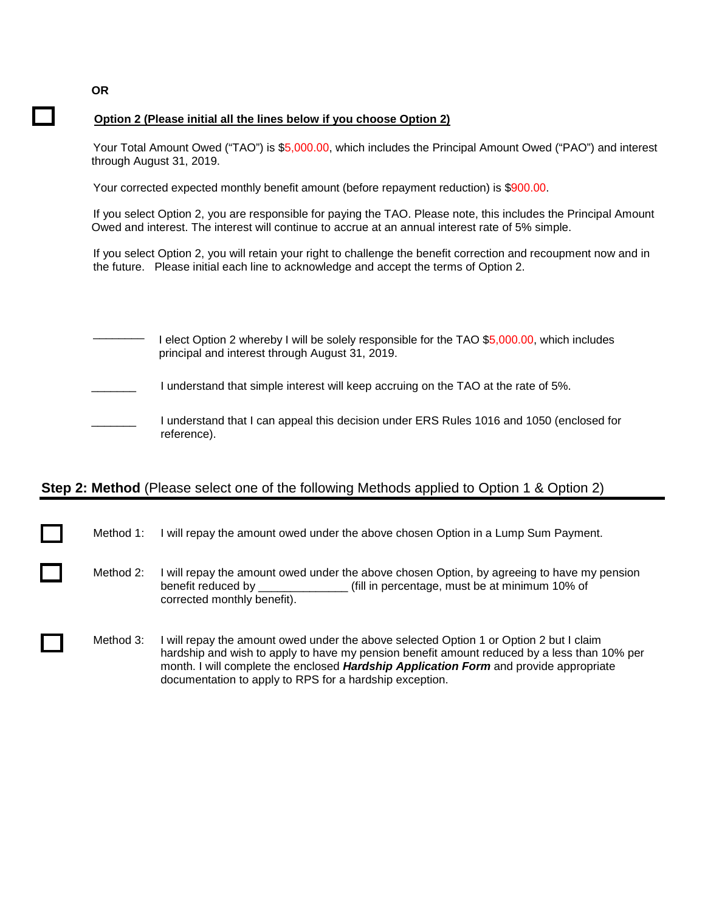**OR**

☐ **Option 2 (Please initial all the lines below if you choose Option 2)**

Your Total Amount Owed ("TAO") is $5,000.00, which includes the Principal Amount Owed ("PAO") and interest through August 31, 2019.

Your corrected expected monthly benefit amount (before repayment reduction) is $900.00.

If you select Option 2, you are responsible for paying the TAO. Please note, this includes the Principal Amount Owed and interest. The interest will continue to accrue at an annual interest rate of 5% simple.

If you select Option 2, you will retain your right to challenge the benefit correction and recoupment now and in the future. Please initial each line to acknowledge and accept the terms of Option 2.

________ I elect Option 2 whereby I will be solely responsible for the TAO $5,000.00, which includes principal and interest through August 31, 2019.

_______ I understand that simple interest will keep accruing on the TAO at the rate of 5%.

_______ I understand that I can appeal this decision under ERS Rules 1016 and 1050 (enclosed for reference).

## **Step 2: Method** (Please select one of the following Methods applied to Option 1 & Option 2)

☐ Method 1: I will repay the amount owed under the above chosen Option in a Lump Sum Payment.

☐ Method 2: I will repay the amount owed under the above chosen Option, by agreeing to have my pension benefit reduced by ______________ (fill in percentage, must be at minimum 10% of corrected monthly benefit).

☐ Method 3: I will repay the amount owed under the above selected Option 1 or Option 2 but I claim hardship and wish to apply to have my pension benefit amount reduced by a less than 10% per month. I will complete the enclosed ***Hardship Application Form*** and provide appropriate documentation to apply to RPS for a hardship exception.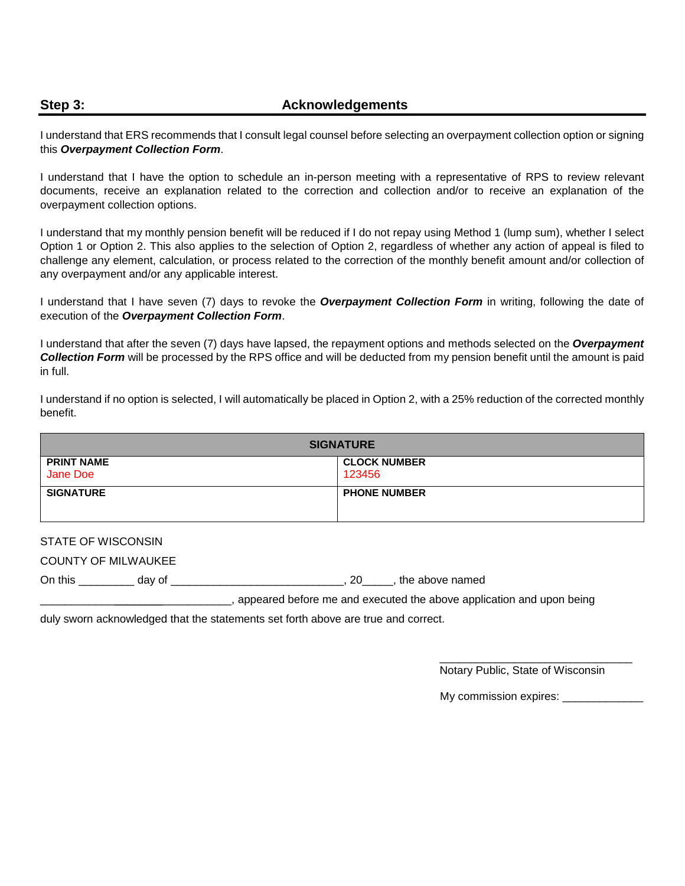## Step 3: Acknowledgements

I understand that ERS recommends that I consult legal counsel before selecting an overpayment collection option or signing this ***Overpayment Collection Form***.

I understand that I have the option to schedule an in-person meeting with a representative of RPS to review relevant documents, receive an explanation related to the correction and collection and/or to receive an explanation of the overpayment collection options.

I understand that my monthly pension benefit will be reduced if I do not repay using Method 1 (lump sum), whether I select Option 1 or Option 2. This also applies to the selection of Option 2, regardless of whether any action of appeal is filed to challenge any element, calculation, or process related to the correction of the monthly benefit amount and/or collection of any overpayment and/or any applicable interest.

I understand that I have seven (7) days to revoke the ***Overpayment Collection Form*** in writing, following the date of execution of the ***Overpayment Collection Form***.

I understand that after the seven (7) days have lapsed, the repayment options and methods selected on the ***Overpayment Collection Form*** will be processed by the RPS office and will be deducted from my pension benefit until the amount is paid in full.

I understand if no option is selected, I will automatically be placed in Option 2, with a 25% reduction of the corrected monthly benefit.

| SIGNATURE | |
|---|---|
| **PRINT NAME**<br>Jane Doe | **CLOCK NUMBER**<br>123456 |
| **SIGNATURE** | **PHONE NUMBER** |

STATE OF WISCONSIN

COUNTY OF MILWAUKEE

On this _________ day of ____________________________, 20_____, the above named

_______________________________, appeared before me and executed the above application and upon being duly sworn acknowledged that the statements set forth above are true and correct.

_______________________________

Notary Public, State of Wisconsin

My commission expires: _____________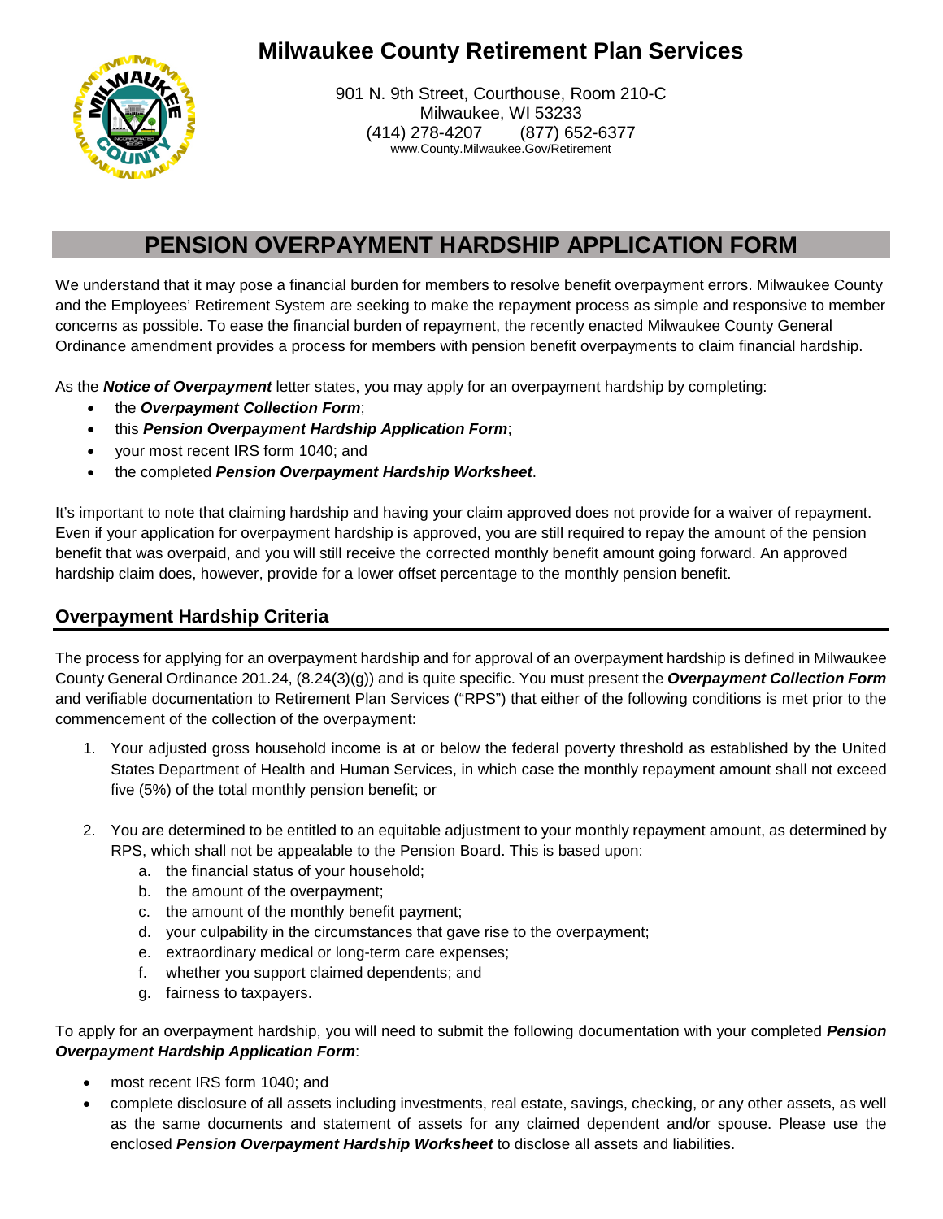# Milwaukee County Retirement Plan Services

901 N. 9th Street, Courthouse, Room 210-C
Milwaukee, WI 53233
(414) 278-4207 (877) 652-6377
www.County.Milwaukee.Gov/Retirement

## PENSION OVERPAYMENT HARDSHIP APPLICATION FORM

We understand that it may pose a financial burden for members to resolve benefit overpayment errors. Milwaukee County and the Employees' Retirement System are seeking to make the repayment process as simple and responsive to member concerns as possible. To ease the financial burden of repayment, the recently enacted Milwaukee County General Ordinance amendment provides a process for members with pension benefit overpayments to claim financial hardship.

As the ***Notice of Overpayment*** letter states, you may apply for an overpayment hardship by completing:

- the ***Overpayment Collection Form***;
- this ***Pension Overpayment Hardship Application Form***;
- your most recent IRS form 1040; and
- the completed ***Pension Overpayment Hardship Worksheet***.

It's important to note that claiming hardship and having your claim approved does not provide for a waiver of repayment. Even if your application for overpayment hardship is approved, you are still required to repay the amount of the pension benefit that was overpaid, and you will still receive the corrected monthly benefit amount going forward. An approved hardship claim does, however, provide for a lower offset percentage to the monthly pension benefit.

### Overpayment Hardship Criteria

The process for applying for an overpayment hardship and for approval of an overpayment hardship is defined in Milwaukee County General Ordinance 201.24, (8.24(3)(g)) and is quite specific. You must present the ***Overpayment Collection Form*** and verifiable documentation to Retirement Plan Services ("RPS") that either of the following conditions is met prior to the commencement of the collection of the overpayment:

1. Your adjusted gross household income is at or below the federal poverty threshold as established by the United States Department of Health and Human Services, in which case the monthly repayment amount shall not exceed five (5%) of the total monthly pension benefit; or

2. You are determined to be entitled to an equitable adjustment to your monthly repayment amount, as determined by RPS, which shall not be appealable to the Pension Board. This is based upon:
   a. the financial status of your household;
   b. the amount of the overpayment;
   c. the amount of the monthly benefit payment;
   d. your culpability in the circumstances that gave rise to the overpayment;
   e. extraordinary medical or long-term care expenses;
   f. whether you support claimed dependents; and
   g. fairness to taxpayers.

To apply for an overpayment hardship, you will need to submit the following documentation with your completed ***Pension Overpayment Hardship Application Form***:

- most recent IRS form 1040; and
- complete disclosure of all assets including investments, real estate, savings, checking, or any other assets, as well as the same documents and statement of assets for any claimed dependent and/or spouse. Please use the enclosed ***Pension Overpayment Hardship Worksheet*** to disclose all assets and liabilities.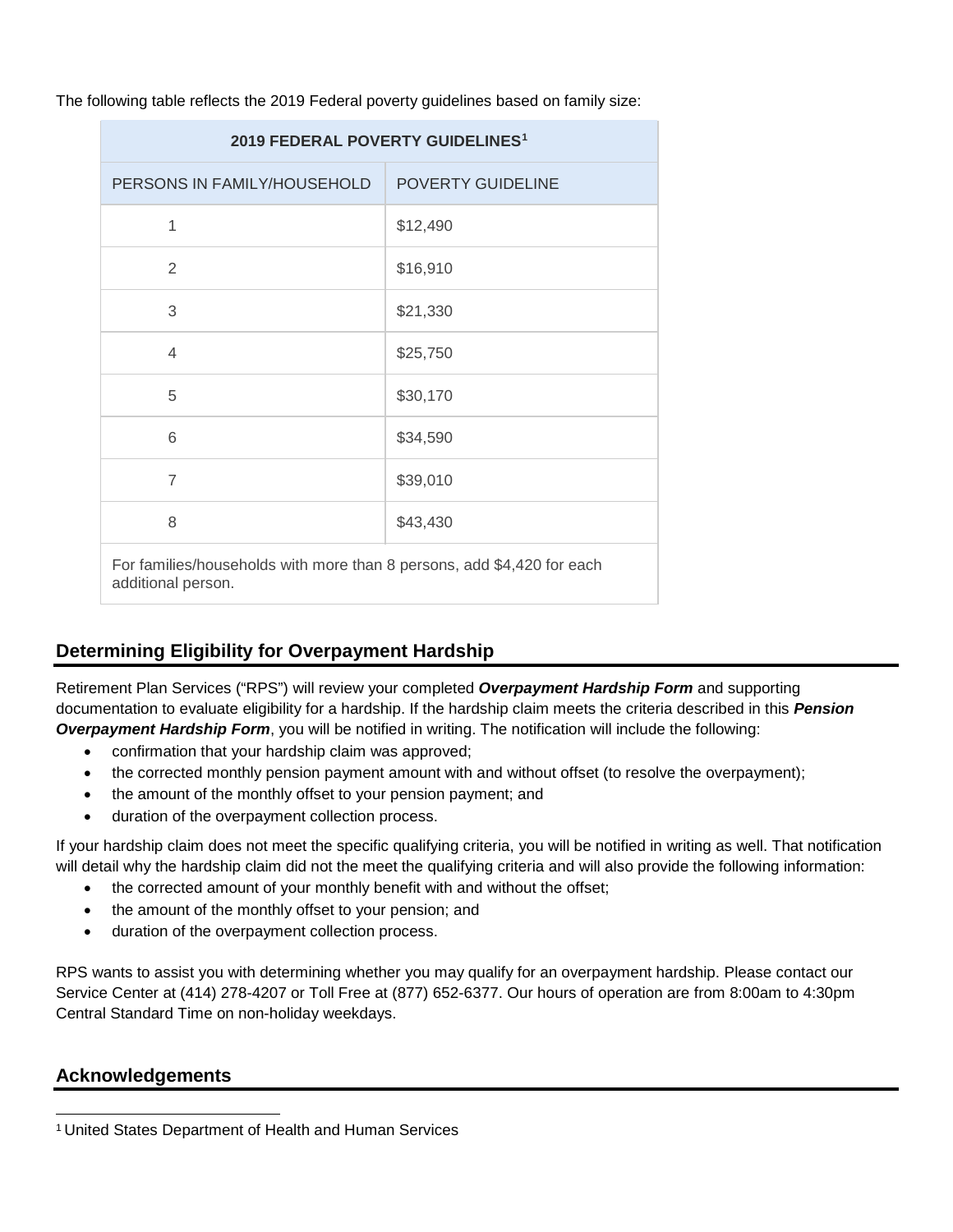The following table reflects the 2019 Federal poverty guidelines based on family size:

| 2019 FEDERAL POVERTY GUIDELINES[1] | |
|---|---|
| PERSONS IN FAMILY/HOUSEHOLD | POVERTY GUIDELINE |
| 1 | $12,490 |
| 2 | $16,910 |
| 3 | $21,330 |
| 4 | $25,750 |
| 5 | $30,170 |
| 6 | $34,590 |
| 7 | $39,010 |
| 8 | $43,430 |
| For families/households with more than 8 persons, add $4,420 for each additional person. | |

## Determining Eligibility for Overpayment Hardship

Retirement Plan Services ("RPS") will review your completed ***Overpayment Hardship Form*** and supporting documentation to evaluate eligibility for a hardship. If the hardship claim meets the criteria described in this ***Pension Overpayment Hardship Form***, you will be notified in writing. The notification will include the following:

- confirmation that your hardship claim was approved;
- the corrected monthly pension payment amount with and without offset (to resolve the overpayment);
- the amount of the monthly offset to your pension payment; and
- duration of the overpayment collection process.

If your hardship claim does not meet the specific qualifying criteria, you will be notified in writing as well. That notification will detail why the hardship claim did not the meet the qualifying criteria and will also provide the following information:

- the corrected amount of your monthly benefit with and without the offset;
- the amount of the monthly offset to your pension; and
- duration of the overpayment collection process.

RPS wants to assist you with determining whether you may qualify for an overpayment hardship. Please contact our Service Center at (414) 278-4207 or Toll Free at (877) 652-6377. Our hours of operation are from 8:00am to 4:30pm Central Standard Time on non-holiday weekdays.

## Acknowledgements

[1] United States Department of Health and Human Services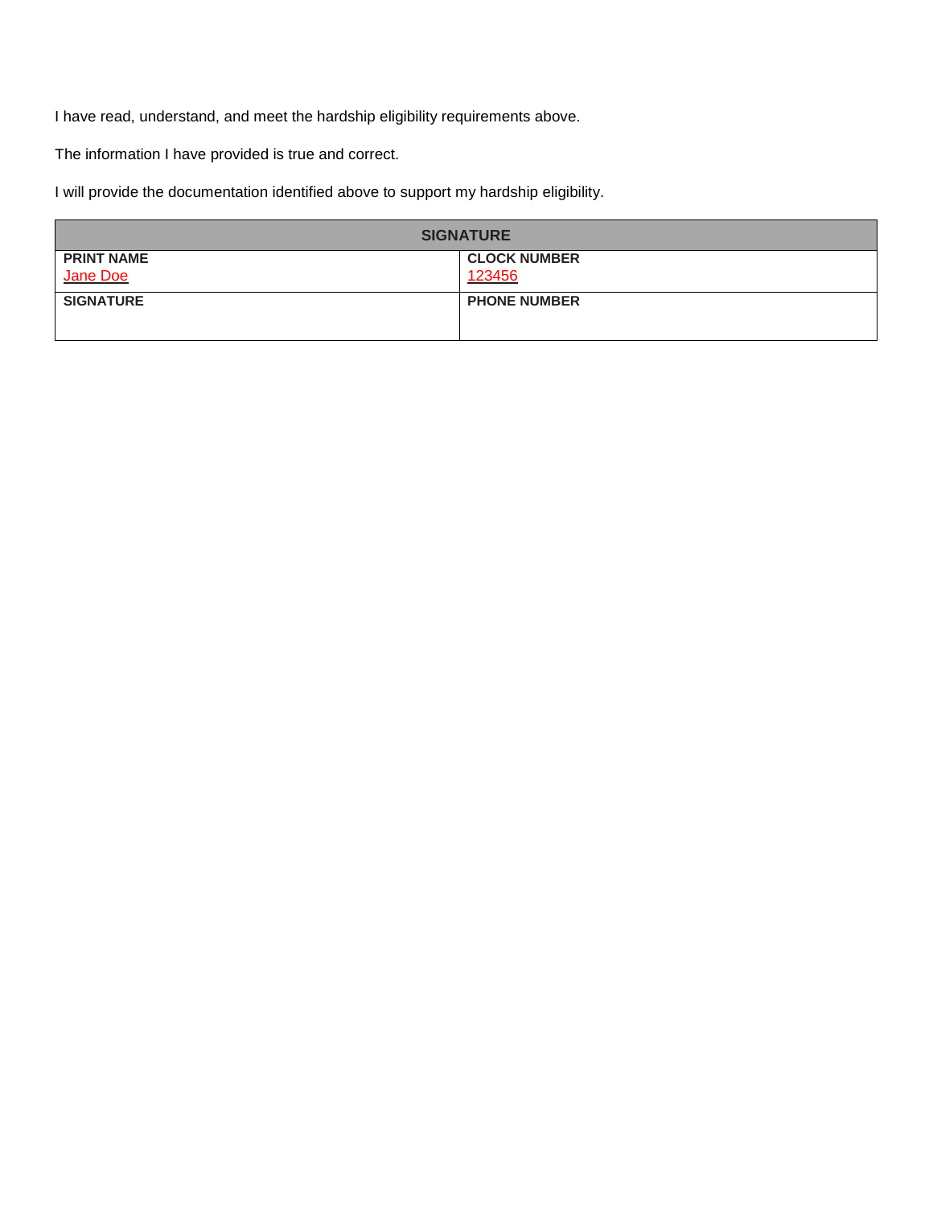I have read, understand, and meet the hardship eligibility requirements above.

The information I have provided is true and correct.

I will provide the documentation identified above to support my hardship eligibility.

| SIGNATURE | |
|---|---|
| **PRINT NAME**<br>Jane Doe | **CLOCK NUMBER**<br>123456 |
| **SIGNATURE** | **PHONE NUMBER** |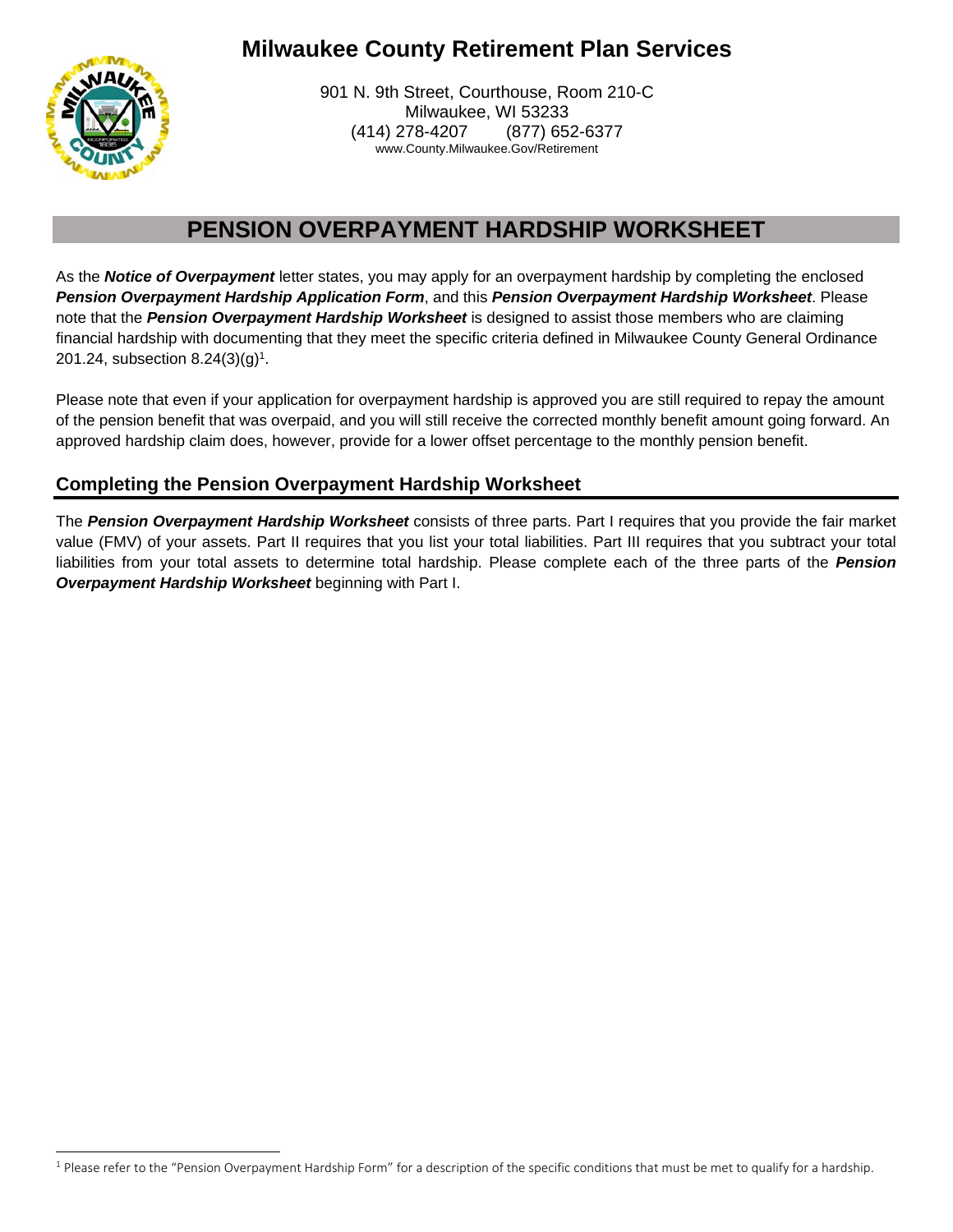# Milwaukee County Retirement Plan Services

901 N. 9th Street, Courthouse, Room 210-C
Milwaukee, WI 53233
(414) 278-4207 (877) 652-6377
www.County.Milwaukee.Gov/Retirement

## PENSION OVERPAYMENT HARDSHIP WORKSHEET

As the ***Notice of Overpayment*** letter states, you may apply for an overpayment hardship by completing the enclosed ***Pension Overpayment Hardship Application Form***, and this ***Pension Overpayment Hardship Worksheet***. Please note that the ***Pension Overpayment Hardship Worksheet*** is designed to assist those members who are claiming financial hardship with documenting that they meet the specific criteria defined in Milwaukee County General Ordinance 201.24, subsection 8.24(3)(g)[1].

Please note that even if your application for overpayment hardship is approved you are still required to repay the amount of the pension benefit that was overpaid, and you will still receive the corrected monthly benefit amount going forward. An approved hardship claim does, however, provide for a lower offset percentage to the monthly pension benefit.

### Completing the Pension Overpayment Hardship Worksheet

The ***Pension Overpayment Hardship Worksheet*** consists of three parts. Part I requires that you provide the fair market value (FMV) of your assets. Part II requires that you list your total liabilities. Part III requires that you subtract your total liabilities from your total assets to determine total hardship. Please complete each of the three parts of the ***Pension Overpayment Hardship Worksheet*** beginning with Part I.

[1] Please refer to the "Pension Overpayment Hardship Form" for a description of the specific conditions that must be met to qualify for a hardship.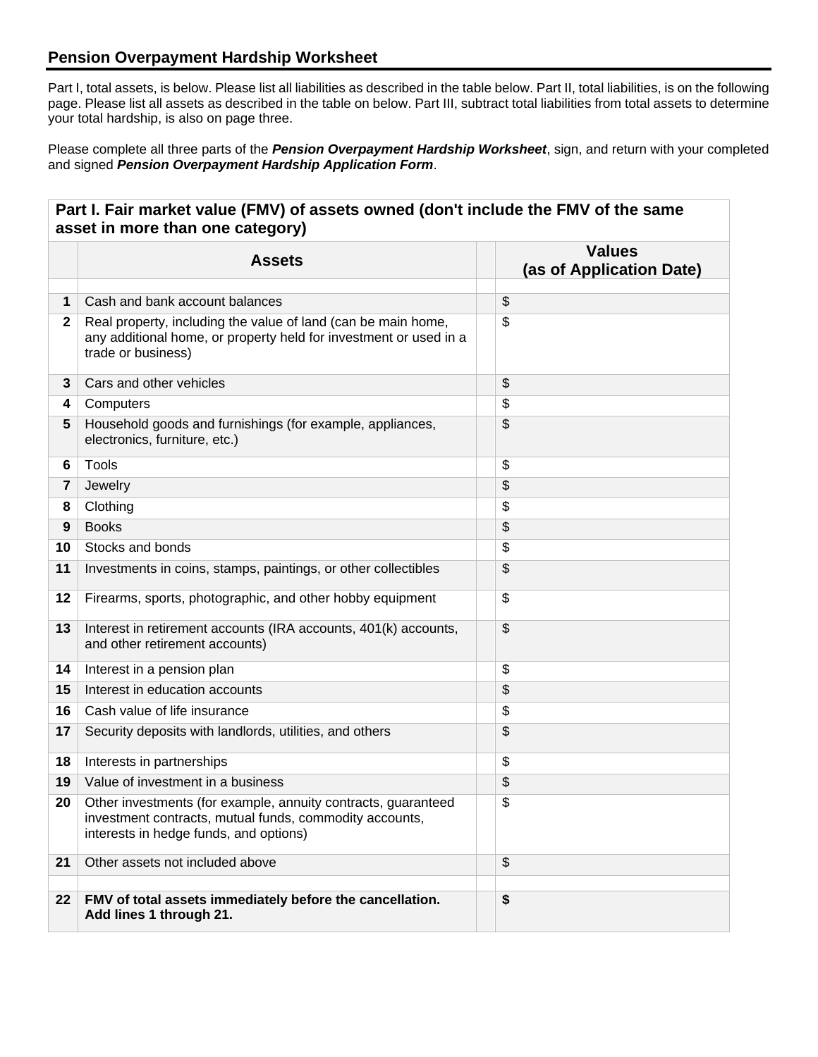## Pension Overpayment Hardship Worksheet

Part I, total assets, is below. Please list all liabilities as described in the table below. Part II, total liabilities, is on the following page. Please list all assets as described in the table on below. Part III, subtract total liabilities from total assets to determine your total hardship, is also on page three.

Please complete all three parts of the ***Pension Overpayment Hardship Worksheet***, sign, and return with your completed and signed ***Pension Overpayment Hardship Application Form***.

| **Part I. Fair market value (FMV) of assets owned (don't include the FMV of the same asset in more than one category)** | | | |
|---|---|---|---|
| | **Assets** | | **Values (as of Application Date)** |
| | | | |
| **1** | Cash and bank account balances | | $ |
| **2** | Real property, including the value of land (can be main home, any additional home, or property held for investment or used in a trade or business) | | $ |
| **3** | Cars and other vehicles | | $ |
| **4** | Computers | | $ |
| **5** | Household goods and furnishings (for example, appliances, electronics, furniture, etc.) | | $ |
| **6** | Tools | | $ |
| **7** | Jewelry | | $ |
| **8** | Clothing | | $ |
| **9** | Books | | $ |
| **10** | Stocks and bonds | | $ |
| **11** | Investments in coins, stamps, paintings, or other collectibles | | $ |
| **12** | Firearms, sports, photographic, and other hobby equipment | | $ |
| **13** | Interest in retirement accounts (IRA accounts, 401(k) accounts, and other retirement accounts) | | $ |
| **14** | Interest in a pension plan | | $ |
| **15** | Interest in education accounts | | $ |
| **16** | Cash value of life insurance | | $ |
| **17** | Security deposits with landlords, utilities, and others | | $ |
| **18** | Interests in partnerships | | $ |
| **19** | Value of investment in a business | | $ |
| **20** | Other investments (for example, annuity contracts, guaranteed investment contracts, mutual funds, commodity accounts, interests in hedge funds, and options) | | $ |
| **21** | Other assets not included above | | $ |
| | | | |
| **22** | **FMV of total assets immediately before the cancellation. Add lines 1 through 21.** | | **$** |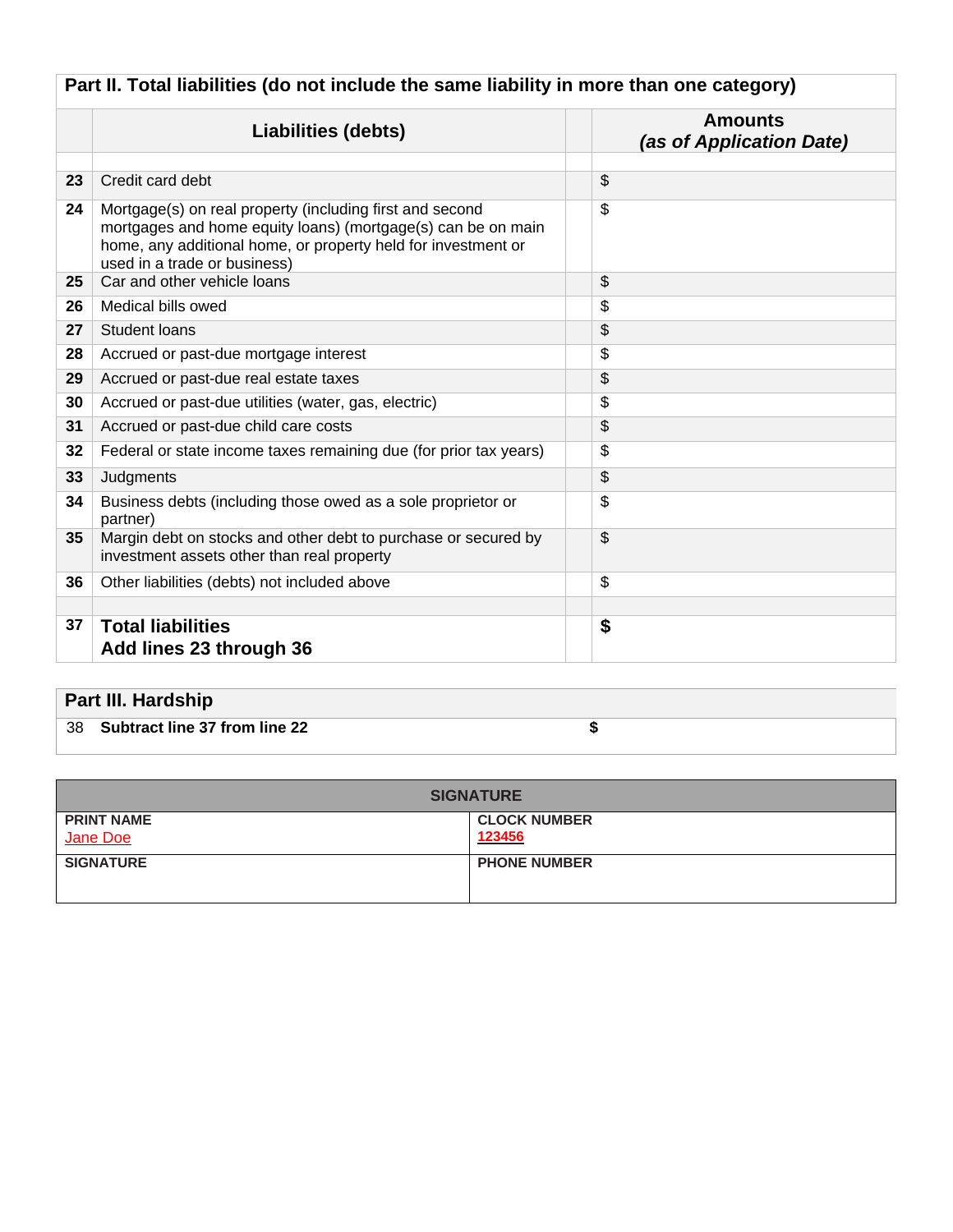## Part II. Total liabilities (do not include the same liability in more than one category)

| | Liabilities (debts) | | Amounts *(as of Application Date)* |
|---|---|---|---|
| | | | |
| **23** | Credit card debt | | $ |
| **24** | Mortgage(s) on real property (including first and second mortgages and home equity loans) (mortgage(s) can be on main home, any additional home, or property held for investment or used in a trade or business) | | $ |
| **25** | Car and other vehicle loans | | $ |
| **26** | Medical bills owed | | $ |
| **27** | Student loans | | $ |
| **28** | Accrued or past-due mortgage interest | | $ |
| **29** | Accrued or past-due real estate taxes | | $ |
| **30** | Accrued or past-due utilities (water, gas, electric) | | $ |
| **31** | Accrued or past-due child care costs | | $ |
| **32** | Federal or state income taxes remaining due (for prior tax years) | | $ |
| **33** | Judgments | | $ |
| **34** | Business debts (including those owed as a sole proprietor or partner) | | $ |
| **35** | Margin debt on stocks and other debt to purchase or secured by investment assets other than real property | | $ |
| **36** | Other liabilities (debts) not included above | | $ |
| | | | |
| **37** | **Total liabilities**<br>**Add lines 23 through 36** | | **$** |

## Part III. Hardship

| | | |
|---|---|---|
| 38 | **Subtract line 37 from line 22** | **$** |

| SIGNATURE | |
|---|---|
| **PRINT NAME**<br>Jane Doe | **CLOCK NUMBER**<br>**123456** |
| **SIGNATURE** | **PHONE NUMBER** |